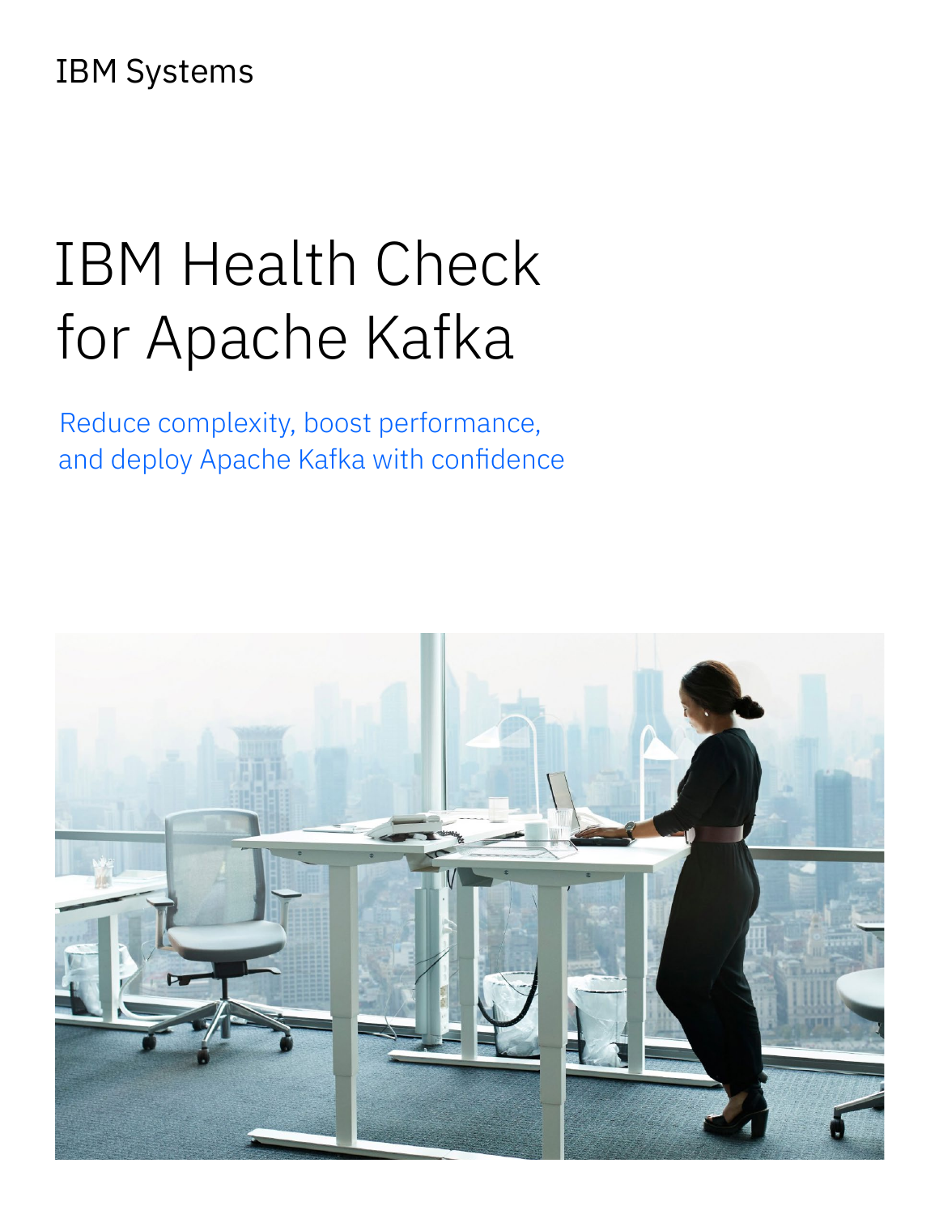IBM Systems

# IBM Health Check for Apache Kafka

Reduce complexity, boost performance, and deploy Apache Kafka with confidence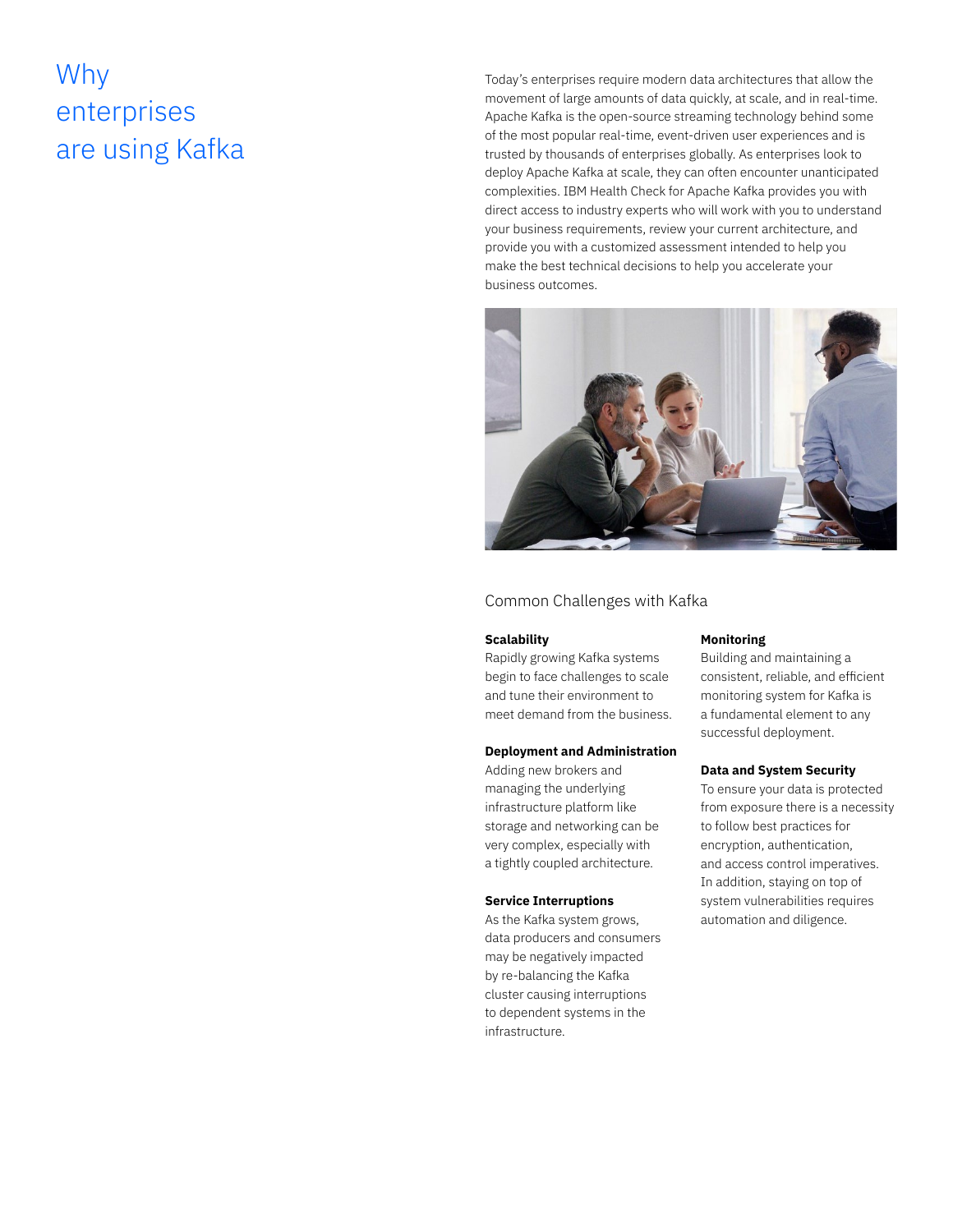# Why enterprises are using Kafka

Today's enterprises require modern data architectures that allow the movement of large amounts of data quickly, at scale, and in real-time. Apache Kafka is the open-source streaming technology behind some of the most popular real-time, event-driven user experiences and is trusted by thousands of enterprises globally. As enterprises look to deploy Apache Kafka at scale, they can often encounter unanticipated complexities. IBM Health Check for Apache Kafka provides you with direct access to industry experts who will work with you to understand your business requirements, review your current architecture, and provide you with a customized assessment intended to help you make the best technical decisions to help you accelerate your business outcomes.

## Common Challenges with Kafka

**Scalability**
Rapidly growing Kafka systems begin to face challenges to scale and tune their environment to meet demand from the business.

**Deployment and Administration**
Adding new brokers and managing the underlying infrastructure platform like storage and networking can be very complex, especially with a tightly coupled architecture.

**Service Interruptions**
As the Kafka system grows, data producers and consumers may be negatively impacted by re-balancing the Kafka cluster causing interruptions to dependent systems in the infrastructure.

**Monitoring**
Building and maintaining a consistent, reliable, and efficient monitoring system for Kafka is a fundamental element to any successful deployment.

**Data and System Security**
To ensure your data is protected from exposure there is a necessity to follow best practices for encryption, authentication, and access control imperatives. In addition, staying on top of system vulnerabilities requires automation and diligence.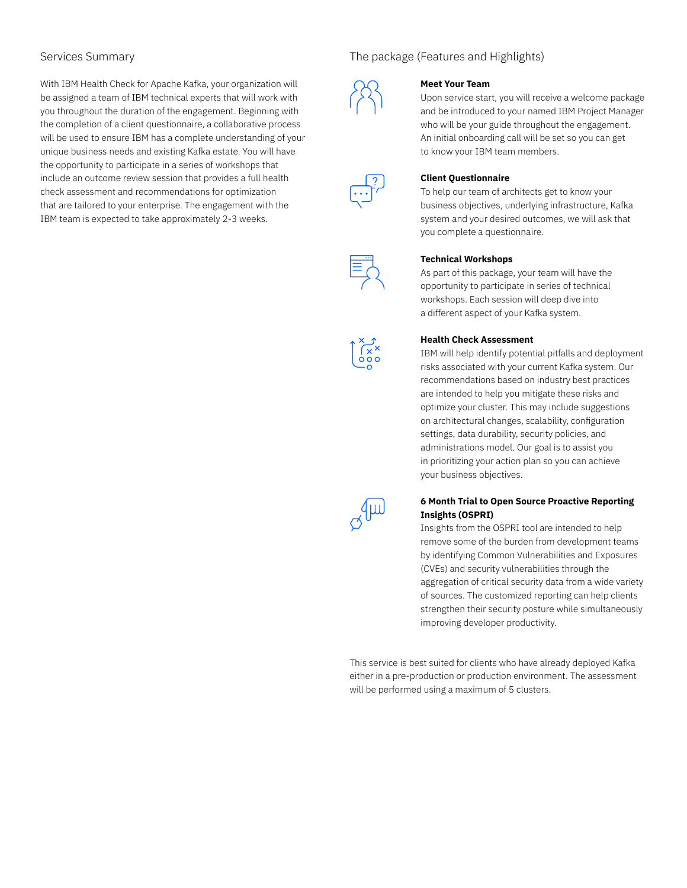## Services Summary

With IBM Health Check for Apache Kafka, your organization will be assigned a team of IBM technical experts that will work with you throughout the duration of the engagement. Beginning with the completion of a client questionnaire, a collaborative process will be used to ensure IBM has a complete understanding of your unique business needs and existing Kafka estate. You will have the opportunity to participate in a series of workshops that include an outcome review session that provides a full health check assessment and recommendations for optimization that are tailored to your enterprise. The engagement with the IBM team is expected to take approximately 2-3 weeks.

## The package (Features and Highlights)

**Meet Your Team**
Upon service start, you will receive a welcome package and be introduced to your named IBM Project Manager who will be your guide throughout the engagement. An initial onboarding call will be set so you can get to know your IBM team members.

**Client Questionnaire**
To help our team of architects get to know your business objectives, underlying infrastructure, Kafka system and your desired outcomes, we will ask that you complete a questionnaire.

**Technical Workshops**
As part of this package, your team will have the opportunity to participate in series of technical workshops. Each session will deep dive into a different aspect of your Kafka system.

**Health Check Assessment**
IBM will help identify potential pitfalls and deployment risks associated with your current Kafka system. Our recommendations based on industry best practices are intended to help you mitigate these risks and optimize your cluster. This may include suggestions on architectural changes, scalability, configuration settings, data durability, security policies, and administrations model. Our goal is to assist you in prioritizing your action plan so you can achieve your business objectives.

**6 Month Trial to Open Source Proactive Reporting Insights (OSPRI)**
Insights from the OSPRI tool are intended to help remove some of the burden from development teams by identifying Common Vulnerabilities and Exposures (CVEs) and security vulnerabilities through the aggregation of critical security data from a wide variety of sources. The customized reporting can help clients strengthen their security posture while simultaneously improving developer productivity.

This service is best suited for clients who have already deployed Kafka either in a pre-production or production environment. The assessment will be performed using a maximum of 5 clusters.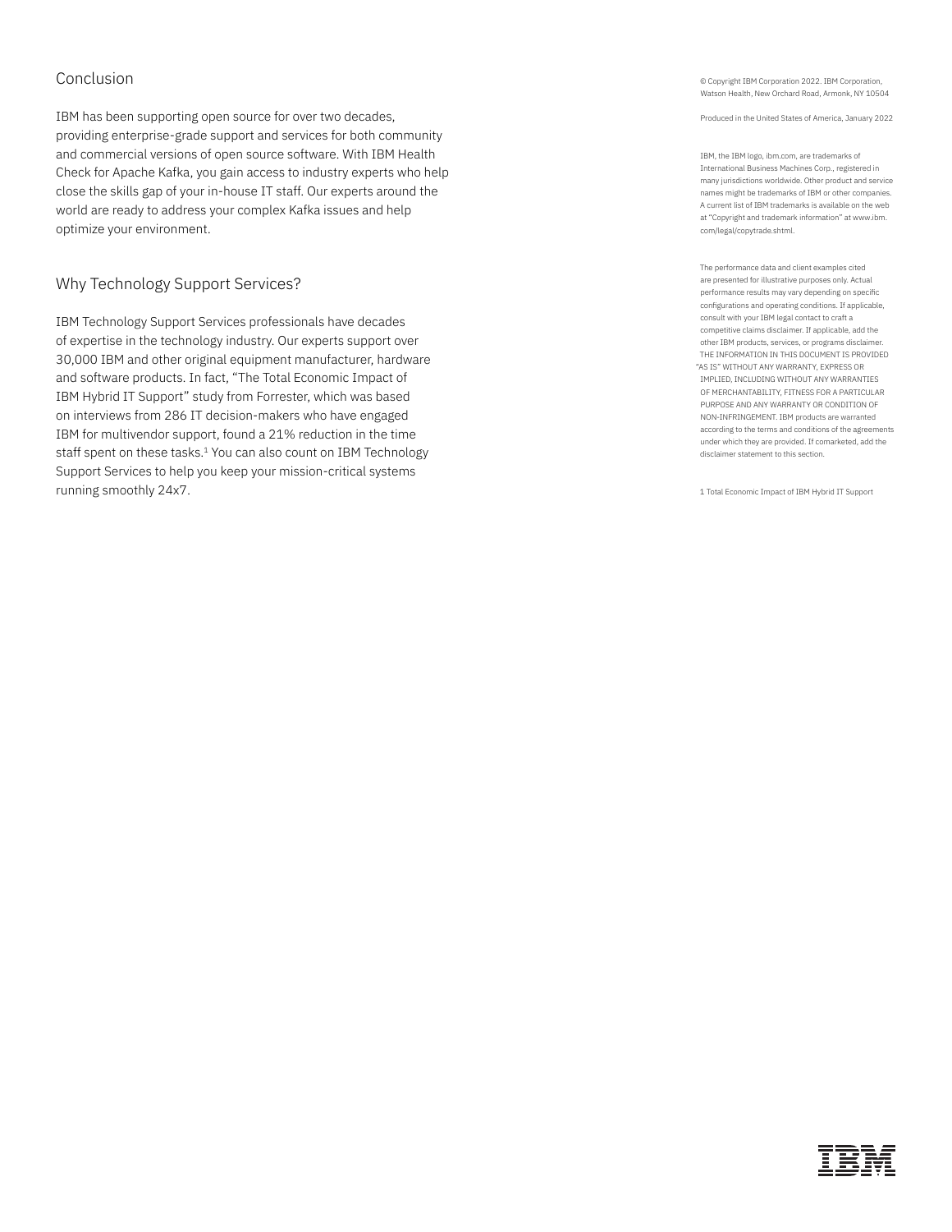## Conclusion

IBM has been supporting open source for over two decades, providing enterprise-grade support and services for both community and commercial versions of open source software. With IBM Health Check for Apache Kafka, you gain access to industry experts who help close the skills gap of your in-house IT staff. Our experts around the world are ready to address your complex Kafka issues and help optimize your environment.

## Why Technology Support Services?

IBM Technology Support Services professionals have decades of expertise in the technology industry. Our experts support over 30,000 IBM and other original equipment manufacturer, hardware and software products. In fact, "The Total Economic Impact of IBM Hybrid IT Support" study from Forrester, which was based on interviews from 286 IT decision-makers who have engaged IBM for multivendor support, found a 21% reduction in the time staff spent on these tasks.[1] You can also count on IBM Technology Support Services to help you keep your mission-critical systems running smoothly 24x7.

© Copyright IBM Corporation 2022. IBM Corporation, Watson Health, New Orchard Road, Armonk, NY 10504

Produced in the United States of America, January 2022

IBM, the IBM logo, ibm.com, are trademarks of International Business Machines Corp., registered in many jurisdictions worldwide. Other product and service names might be trademarks of IBM or other companies. A current list of IBM trademarks is available on the web at "Copyright and trademark information" at www.ibm.com/legal/copytrade.shtml.

The performance data and client examples cited are presented for illustrative purposes only. Actual performance results may vary depending on specific configurations and operating conditions. If applicable, consult with your IBM legal contact to craft a competitive claims disclaimer. If applicable, add the other IBM products, services, or programs disclaimer. THE INFORMATION IN THIS DOCUMENT IS PROVIDED "AS IS" WITHOUT ANY WARRANTY, EXPRESS OR IMPLIED, INCLUDING WITHOUT ANY WARRANTIES OF MERCHANTABILITY, FITNESS FOR A PARTICULAR PURPOSE AND ANY WARRANTY OR CONDITION OF NON-INFRINGEMENT. IBM products are warranted according to the terms and conditions of the agreements under which they are provided. If comarketed, add the disclaimer statement to this section.

1 Total Economic Impact of IBM Hybrid IT Support